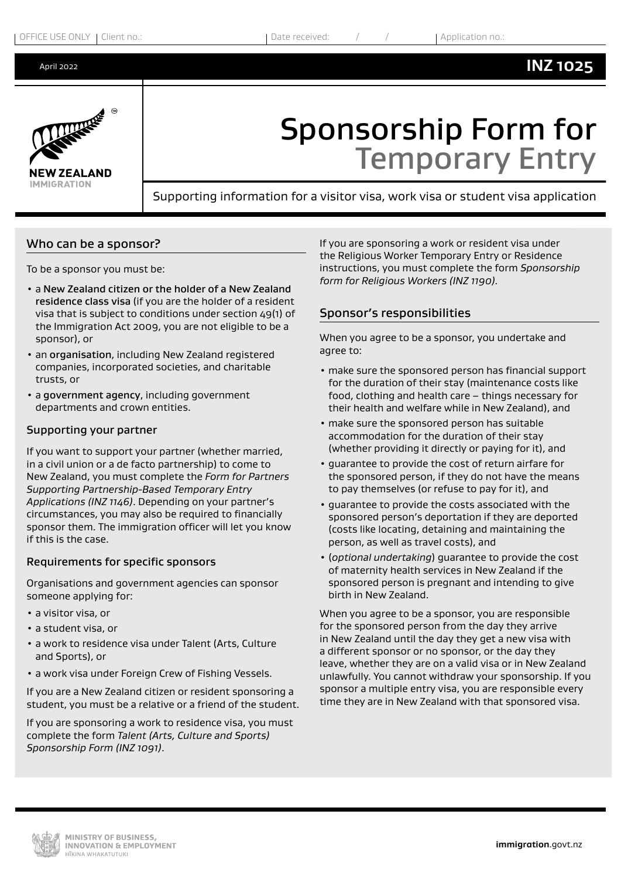OFFICE USE ONLY | Client no.: | Date received: / / | Application no.:

April 2022 **INZ 1025**

NEW ZEALAND IMMIGRATION

# Sponsorship Form for Temporary Entry

Supporting information for a visitor visa, work visa or student visa application

## Who can be a sponsor?

To be a sponsor you must be:

- a New Zealand citizen or the holder of a New Zealand residence class visa (if you are the holder of a resident visa that is subject to conditions under section 49(1) of the Immigration Act 2009, you are not eligible to be a sponsor), or
- an organisation, including New Zealand registered companies, incorporated societies, and charitable trusts, or
- a government agency, including government departments and crown entities.

### Supporting your partner

If you want to support your partner (whether married, in a civil union or a de facto partnership) to come to New Zealand, you must complete the *Form for Partners Supporting Partnership-Based Temporary Entry Applications (INZ 1146)*. Depending on your partner's circumstances, you may also be required to financially sponsor them. The immigration officer will let you know if this is the case.

### Requirements for specific sponsors

Organisations and government agencies can sponsor someone applying for:

- a visitor visa, or
- a student visa, or
- a work to residence visa under Talent (Arts, Culture and Sports), or
- a work visa under Foreign Crew of Fishing Vessels.

If you are a New Zealand citizen or resident sponsoring a student, you must be a relative or a friend of the student.

If you are sponsoring a work to residence visa, you must complete the form *Talent (Arts, Culture and Sports) Sponsorship Form (INZ 1091)*.

If you are sponsoring a work or resident visa under the Religious Worker Temporary Entry or Residence instructions, you must complete the form *Sponsorship form for Religious Workers (INZ 1190).*

## Sponsor's responsibilities

When you agree to be a sponsor, you undertake and agree to:

- make sure the sponsored person has financial support for the duration of their stay (maintenance costs like food, clothing and health care – things necessary for their health and welfare while in New Zealand), and
- make sure the sponsored person has suitable accommodation for the duration of their stay (whether providing it directly or paying for it), and
- guarantee to provide the cost of return airfare for the sponsored person, if they do not have the means to pay themselves (or refuse to pay for it), and
- guarantee to provide the costs associated with the sponsored person's deportation if they are deported (costs like locating, detaining and maintaining the person, as well as travel costs), and
- (*optional undertaking*) guarantee to provide the cost of maternity health services in New Zealand if the sponsored person is pregnant and intending to give birth in New Zealand.

When you agree to be a sponsor, you are responsible for the sponsored person from the day they arrive in New Zealand until the day they get a new visa with a different sponsor or no sponsor, or the day they leave, whether they are on a valid visa or in New Zealand unlawfully. You cannot withdraw your sponsorship. If you sponsor a multiple entry visa, you are responsible every time they are in New Zealand with that sponsored visa.

MINISTRY OF BUSINESS, INNOVATION & EMPLOYMENT
HĪKINA WHAKATUTUKI

**immigration**.govt.nz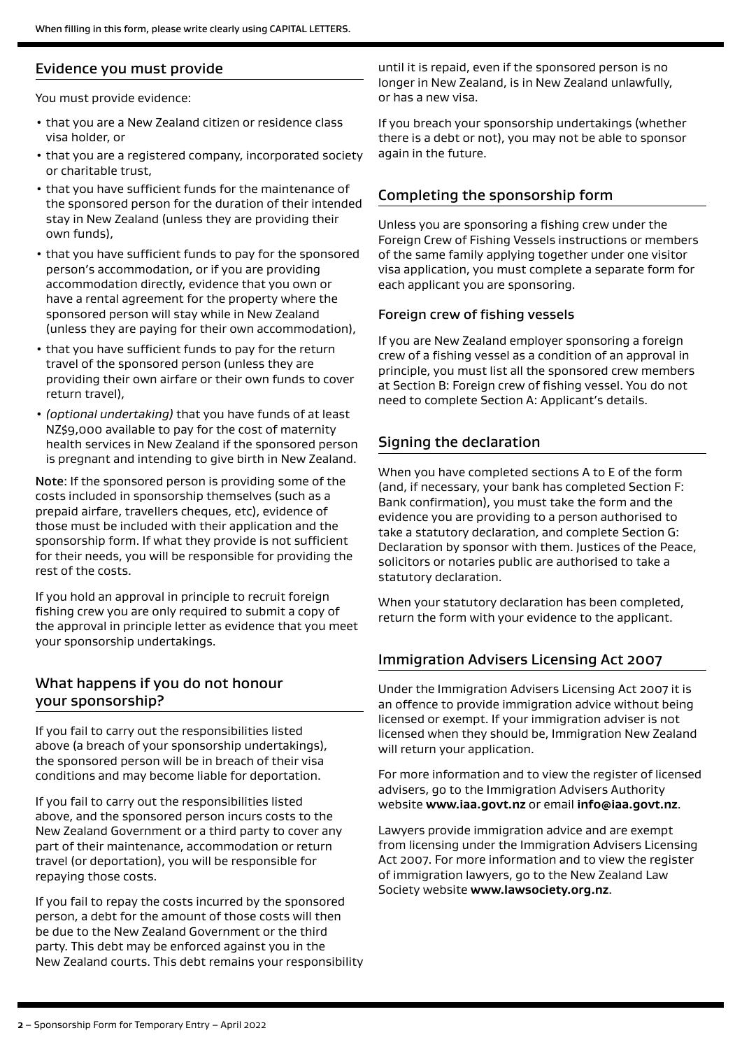When filling in this form, please write clearly using CAPITAL LETTERS.

## Evidence you must provide

You must provide evidence:

- that you are a New Zealand citizen or residence class visa holder, or
- that you are a registered company, incorporated society or charitable trust,
- that you have sufficient funds for the maintenance of the sponsored person for the duration of their intended stay in New Zealand (unless they are providing their own funds),
- that you have sufficient funds to pay for the sponsored person's accommodation, or if you are providing accommodation directly, evidence that you own or have a rental agreement for the property where the sponsored person will stay while in New Zealand (unless they are paying for their own accommodation),
- that you have sufficient funds to pay for the return travel of the sponsored person (unless they are providing their own airfare or their own funds to cover return travel),
- *(optional undertaking)* that you have funds of at least NZ$9,000 available to pay for the cost of maternity health services in New Zealand if the sponsored person is pregnant and intending to give birth in New Zealand.

**Note**: If the sponsored person is providing some of the costs included in sponsorship themselves (such as a prepaid airfare, travellers cheques, etc), evidence of those must be included with their application and the sponsorship form. If what they provide is not sufficient for their needs, you will be responsible for providing the rest of the costs.

If you hold an approval in principle to recruit foreign fishing crew you are only required to submit a copy of the approval in principle letter as evidence that you meet your sponsorship undertakings.

## What happens if you do not honour your sponsorship?

If you fail to carry out the responsibilities listed above (a breach of your sponsorship undertakings), the sponsored person will be in breach of their visa conditions and may become liable for deportation.

If you fail to carry out the responsibilities listed above, and the sponsored person incurs costs to the New Zealand Government or a third party to cover any part of their maintenance, accommodation or return travel (or deportation), you will be responsible for repaying those costs.

If you fail to repay the costs incurred by the sponsored person, a debt for the amount of those costs will then be due to the New Zealand Government or the third party. This debt may be enforced against you in the New Zealand courts. This debt remains your responsibility until it is repaid, even if the sponsored person is no longer in New Zealand, is in New Zealand unlawfully, or has a new visa.

If you breach your sponsorship undertakings (whether there is a debt or not), you may not be able to sponsor again in the future.

## Completing the sponsorship form

Unless you are sponsoring a fishing crew under the Foreign Crew of Fishing Vessels instructions or members of the same family applying together under one visitor visa application, you must complete a separate form for each applicant you are sponsoring.

### Foreign crew of fishing vessels

If you are New Zealand employer sponsoring a foreign crew of a fishing vessel as a condition of an approval in principle, you must list all the sponsored crew members at Section B: Foreign crew of fishing vessel. You do not need to complete Section A: Applicant's details.

## Signing the declaration

When you have completed sections A to E of the form (and, if necessary, your bank has completed Section F: Bank confirmation), you must take the form and the evidence you are providing to a person authorised to take a statutory declaration, and complete Section G: Declaration by sponsor with them. Justices of the Peace, solicitors or notaries public are authorised to take a statutory declaration.

When your statutory declaration has been completed, return the form with your evidence to the applicant.

## Immigration Advisers Licensing Act 2007

Under the Immigration Advisers Licensing Act 2007 it is an offence to provide immigration advice without being licensed or exempt. If your immigration adviser is not licensed when they should be, Immigration New Zealand will return your application.

For more information and to view the register of licensed advisers, go to the Immigration Advisers Authority website **www.iaa.govt.nz** or email **info@iaa.govt.nz**.

Lawyers provide immigration advice and are exempt from licensing under the Immigration Advisers Licensing Act 2007. For more information and to view the register of immigration lawyers, go to the New Zealand Law Society website **www.lawsociety.org.nz**.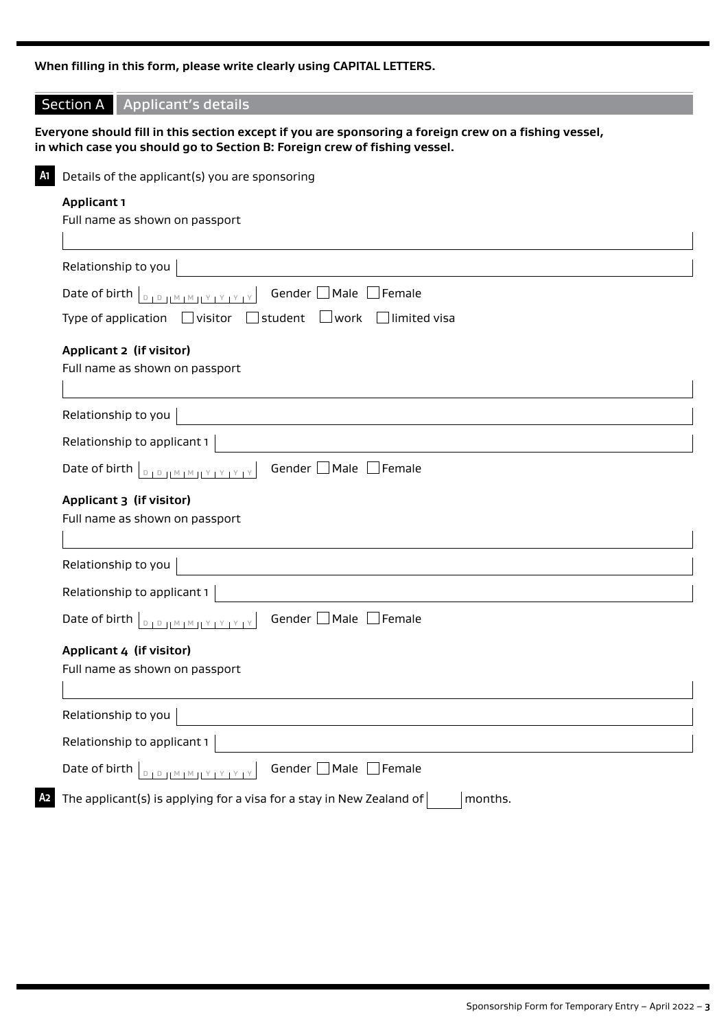**When filling in this form, please write clearly using CAPITAL LETTERS.**

## Section A Applicant's details

**Everyone should fill in this section except if you are sponsoring a foreign crew on a fishing vessel, in which case you should go to Section B: Foreign crew of fishing vessel.**

**A1** Details of the applicant(s) you are sponsoring

**Applicant 1**

Full name as shown on passport

Relationship to you

Date of birth DD MM YYYY Gender ☐ Male ☐ Female

Type of application ☐ visitor ☐ student ☐ work ☐ limited visa

**Applicant 2 (if visitor)**

Full name as shown on passport

Relationship to you

Relationship to applicant 1

Date of birth DD MM YYYY Gender ☐ Male ☐ Female

**Applicant 3 (if visitor)**

Full name as shown on passport

Relationship to you

Relationship to applicant 1

Date of birth DD MM YYYY Gender ☐ Male ☐ Female

**Applicant 4 (if visitor)**

Full name as shown on passport

Relationship to you

Relationship to applicant 1

Date of birth DD MM YYYY Gender ☐ Male ☐ Female

**A2** The applicant(s) is applying for a visa for a stay in New Zealand of ____ months.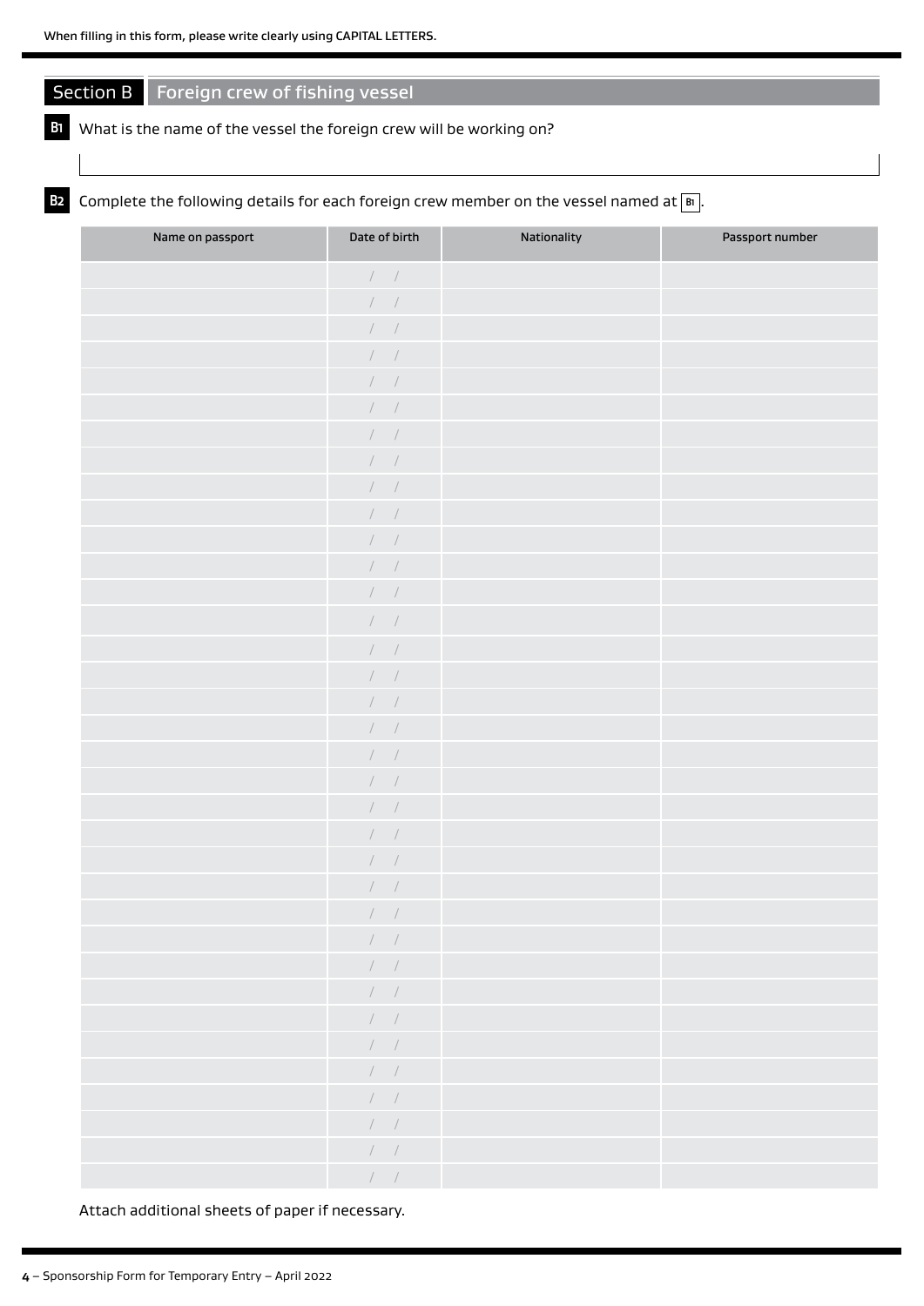When filling in this form, please write clearly using CAPITAL LETTERS.

## Section B Foreign crew of fishing vessel

**B1** What is the name of the vessel the foreign crew will be working on?

**B2** Complete the following details for each foreign crew member on the vessel named at B1.

| Name on passport | Date of birth | Nationality | Passport number |
|---|---|---|---|
| | / / | | |
| | / / | | |
| | / / | | |
| | / / | | |
| | / / | | |
| | / / | | |
| | / / | | |
| | / / | | |
| | / / | | |
| | / / | | |
| | / / | | |
| | / / | | |
| | / / | | |
| | / / | | |
| | / / | | |
| | / / | | |
| | / / | | |
| | / / | | |
| | / / | | |
| | / / | | |
| | / / | | |
| | / / | | |
| | / / | | |
| | / / | | |
| | / / | | |
| | / / | | |
| | / / | | |
| | / / | | |
| | / / | | |
| | / / | | |
| | / / | | |
| | / / | | |
| | / / | | |
| | / / | | |
| | / / | | |
| | / / | | |

Attach additional sheets of paper if necessary.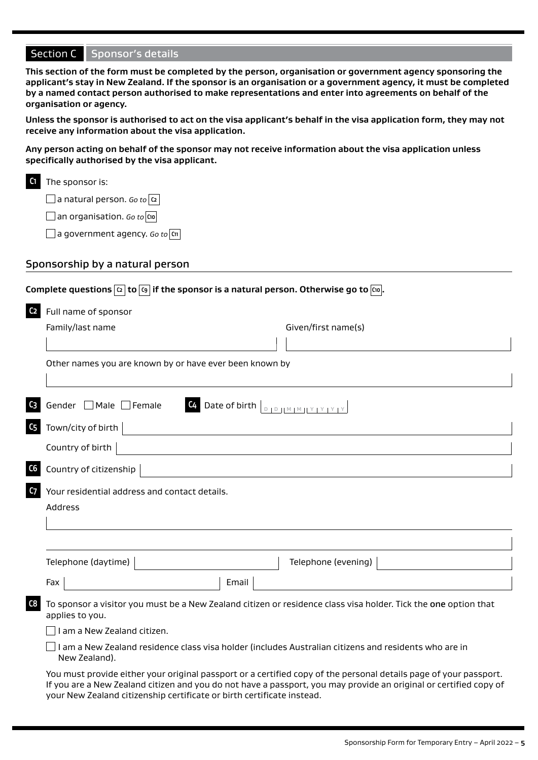## Section C Sponsor's details

**This section of the form must be completed by the person, organisation or government agency sponsoring the applicant's stay in New Zealand. If the sponsor is an organisation or a government agency, it must be completed by a named contact person authorised to make representations and enter into agreements on behalf of the organisation or agency.**

**Unless the sponsor is authorised to act on the visa applicant's behalf in the visa application form, they may not receive any information about the visa application.**

**Any person acting on behalf of the sponsor may not receive information about the visa application unless specifically authorised by the visa applicant.**

**C1** The sponsor is:

- ☐ a natural person. *Go to* C2
- ☐ an organisation. *Go to* C10
- ☐ a government agency. *Go to* C11

### Sponsorship by a natural person

**Complete questions C2 to C9 if the sponsor is a natural person. Otherwise go to C10.**

**C2** Full name of sponsor

Family/last name | Given/first name(s)

Other names you are known by or have ever been known by

**C3** Gender ☐ Male ☐ Female

**C4** Date of birth D D M M Y Y Y Y

**C5** Town/city of birth

Country of birth

**C6** Country of citizenship

**C7** Your residential address and contact details.

Address

Telephone (daytime) | Telephone (evening)

Fax | Email

**C8** To sponsor a visitor you must be a New Zealand citizen or residence class visa holder. Tick the **one** option that applies to you.

- ☐ I am a New Zealand citizen.
- ☐ I am a New Zealand residence class visa holder (includes Australian citizens and residents who are in New Zealand).

You must provide either your original passport or a certified copy of the personal details page of your passport. If you are a New Zealand citizen and you do not have a passport, you may provide an original or certified copy of your New Zealand citizenship certificate or birth certificate instead.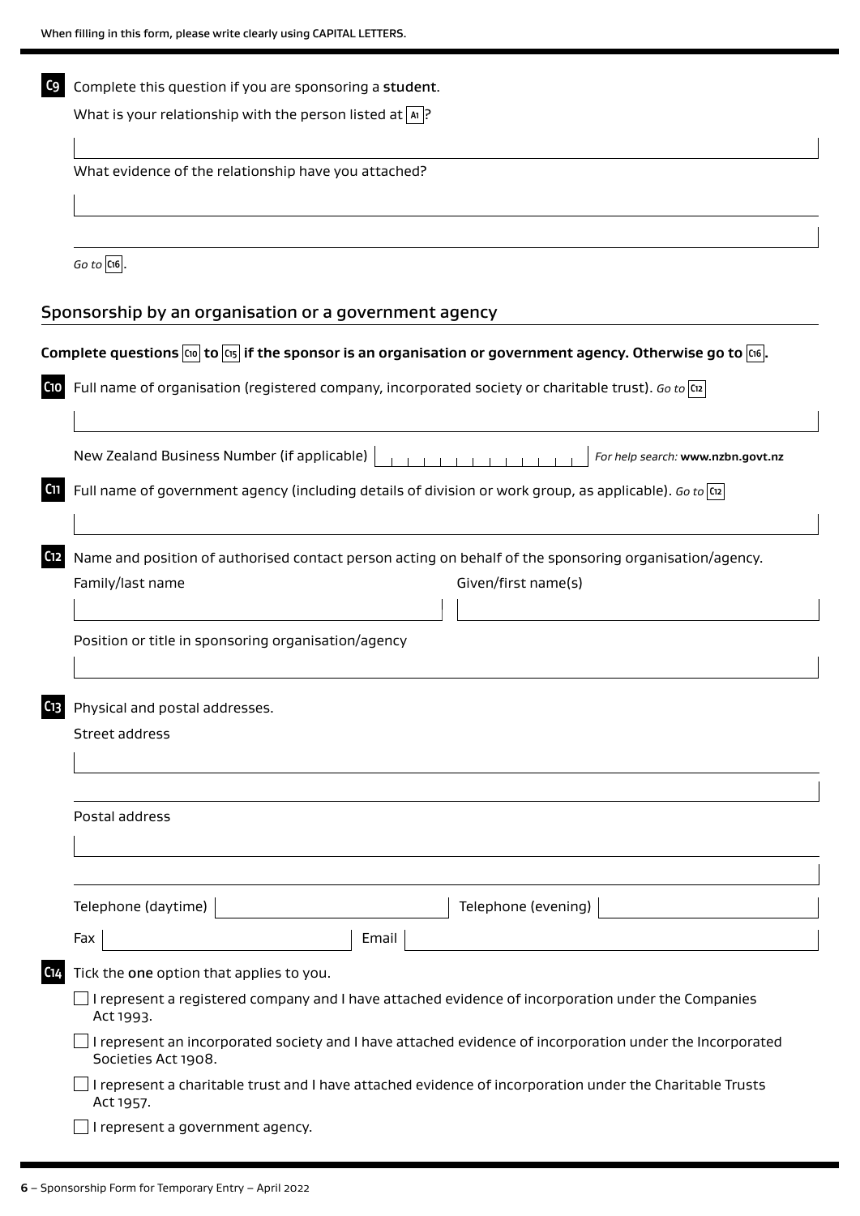When filling in this form, please write clearly using CAPITAL LETTERS.

**C9** Complete this question if you are sponsoring a **student**.

What is your relationship with the person listed at **A1**?

What evidence of the relationship have you attached?

*Go to* **C16**.

## Sponsorship by an organisation or a government agency

**Complete questions C10 to C15 if the sponsor is an organisation or government agency. Otherwise go to C16.**

**C10** Full name of organisation (registered company, incorporated society or charitable trust). *Go to* **C12**

New Zealand Business Number (if applicable) *For help search:* **www.nzbn.govt.nz**

**C11** Full name of government agency (including details of division or work group, as applicable). *Go to* **C12**

**C12** Name and position of authorised contact person acting on behalf of the sponsoring organisation/agency.

Family/last name

Given/first name(s)

Position or title in sponsoring organisation/agency

**C13** Physical and postal addresses.

Street address

Postal address

Telephone (daytime)

Telephone (evening)

Fax

Email

**C14** Tick the **one** option that applies to you.

- ☐ I represent a registered company and I have attached evidence of incorporation under the Companies Act 1993.
- ☐ I represent an incorporated society and I have attached evidence of incorporation under the Incorporated Societies Act 1908.
- ☐ I represent a charitable trust and I have attached evidence of incorporation under the Charitable Trusts Act 1957.
- ☐ I represent a government agency.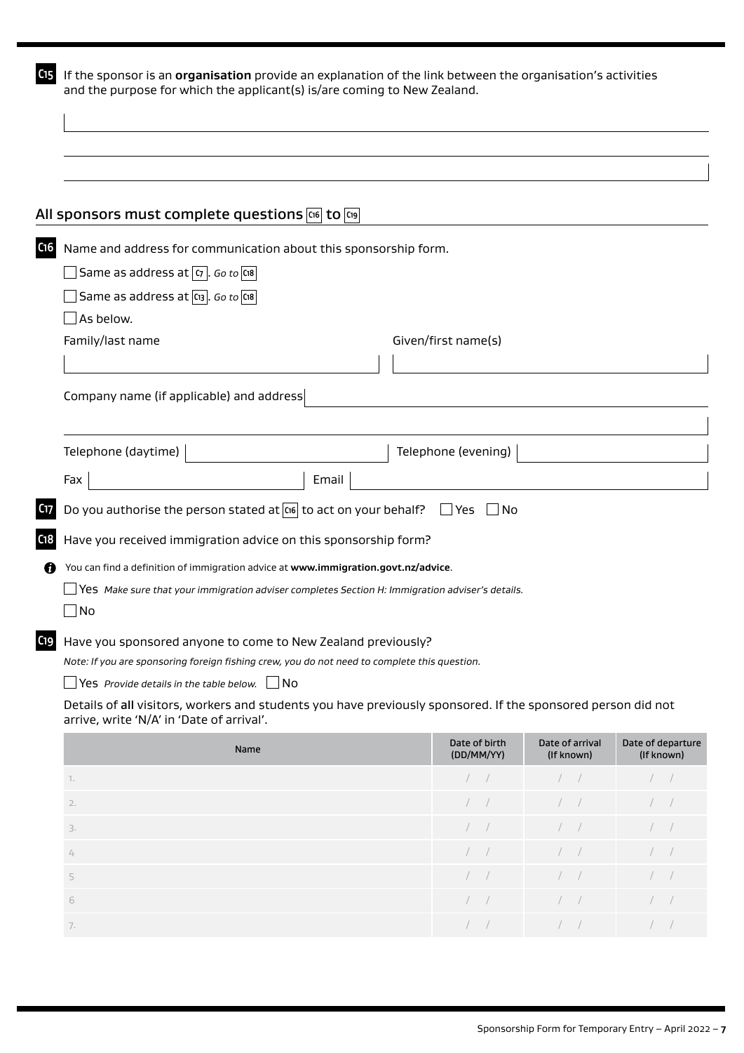**C15** If the sponsor is an **organisation** provide an explanation of the link between the organisation's activities and the purpose for which the applicant(s) is/are coming to New Zealand.

## All sponsors must complete questions C16 to C19

**C16** Name and address for communication about this sponsorship form.

☐ Same as address at C7. *Go to* C18

☐ Same as address at C13. *Go to* C18

☐ As below.

Family/last name

Given/first name(s)

Company name (if applicable) and address

Telephone (daytime)

Telephone (evening)

Fax

Email

**C17** Do you authorise the person stated at C16 to act on your behalf? ☐ Yes ☐ No

**C18** Have you received immigration advice on this sponsorship form?

You can find a definition of immigration advice at **www.immigration.govt.nz/advice**.

☐ Yes *Make sure that your immigration adviser completes Section H: Immigration adviser's details.*

☐ No

**C19** Have you sponsored anyone to come to New Zealand previously?

*Note: If you are sponsoring foreign fishing crew, you do not need to complete this question.*

☐ Yes *Provide details in the table below.* ☐ No

Details of **all** visitors, workers and students you have previously sponsored. If the sponsored person did not arrive, write 'N/A' in 'Date of arrival'.

| Name | Date of birth (DD/MM/YY) | Date of arrival (If known) | Date of departure (If known) |
|---|---|---|---|
| 1. | / / | / / | / / |
| 2. | / / | / / | / / |
| 3. | / / | / / | / / |
| 4 | / / | / / | / / |
| 5 | / / | / / | / / |
| 6 | / / | / / | / / |
| 7. | / / | / / | / / |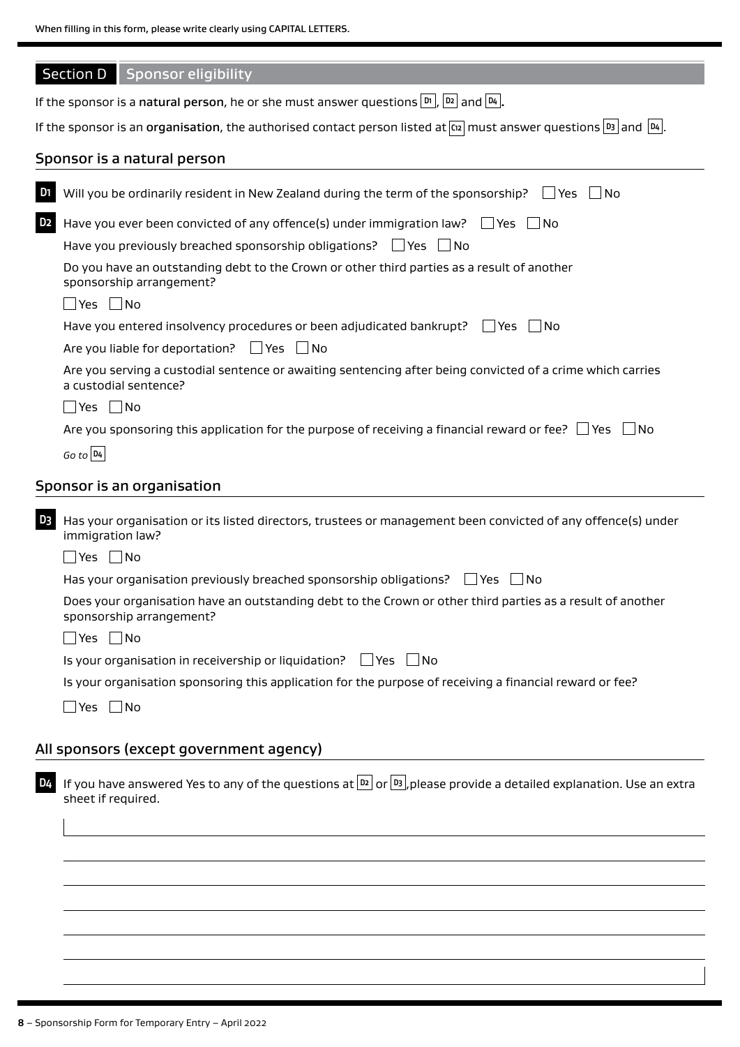When filling in this form, please write clearly using CAPITAL LETTERS.

## Section D Sponsor eligibility

If the sponsor is a **natural person**, he or she must answer questions D1, D2 and D4.

If the sponsor is an **organisation**, the authorised contact person listed at C12 must answer questions D3 and D4.

### Sponsor is a natural person

**D1** Will you be ordinarily resident in New Zealand during the term of the sponsorship? ☐ Yes ☐ No

**D2** Have you ever been convicted of any offence(s) under immigration law? ☐ Yes ☐ No

Have you previously breached sponsorship obligations? ☐ Yes ☐ No

Do you have an outstanding debt to the Crown or other third parties as a result of another sponsorship arrangement?

☐ Yes ☐ No

Have you entered insolvency procedures or been adjudicated bankrupt? ☐ Yes ☐ No

Are you liable for deportation? ☐ Yes ☐ No

Are you serving a custodial sentence or awaiting sentencing after being convicted of a crime which carries a custodial sentence?

☐ Yes ☐ No

Are you sponsoring this application for the purpose of receiving a financial reward or fee? ☐ Yes ☐ No

*Go to* D4

### Sponsor is an organisation

**D3** Has your organisation or its listed directors, trustees or management been convicted of any offence(s) under immigration law?

☐ Yes ☐ No

Has your organisation previously breached sponsorship obligations? ☐ Yes ☐ No

Does your organisation have an outstanding debt to the Crown or other third parties as a result of another sponsorship arrangement?

☐ Yes ☐ No

Is your organisation in receivership or liquidation? ☐ Yes ☐ No

Is your organisation sponsoring this application for the purpose of receiving a financial reward or fee?

☐ Yes ☐ No

### All sponsors (except government agency)

**D4** If you have answered Yes to any of the questions at D2 or D3, please provide a detailed explanation. Use an extra sheet if required.

______________________________________________

______________________________________________

______________________________________________

______________________________________________

______________________________________________

______________________________________________

______________________________________________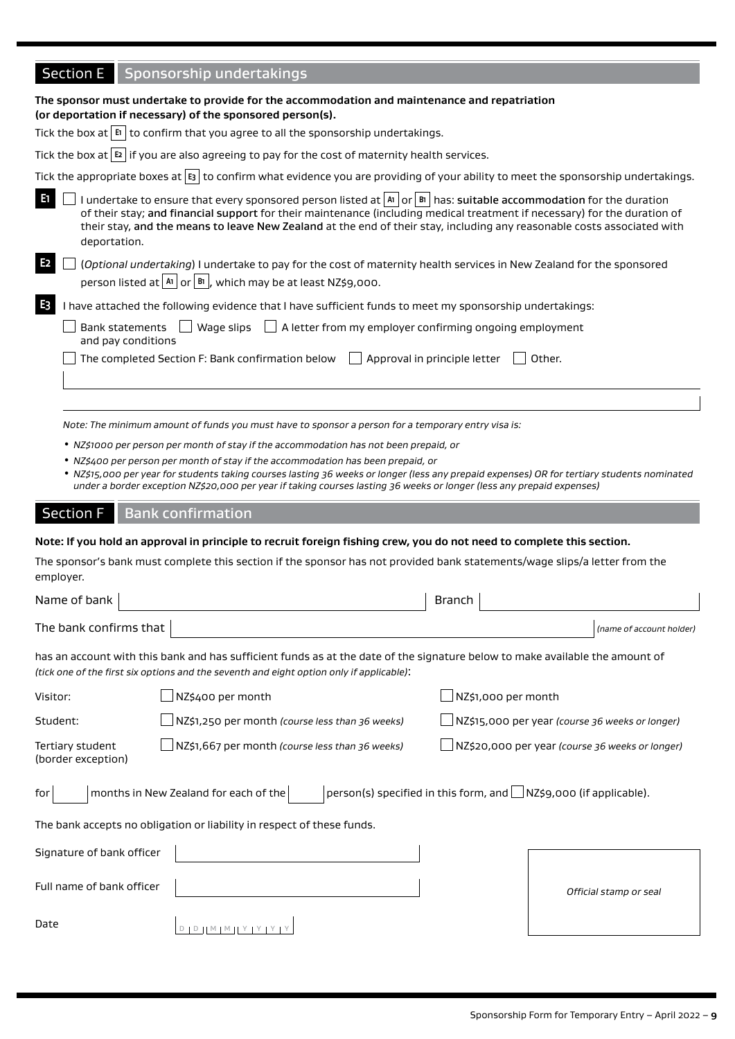## Section E Sponsorship undertakings

**The sponsor must undertake to provide for the accommodation and maintenance and repatriation (or deportation if necessary) of the sponsored person(s).**

Tick the box at **E1** to confirm that you agree to all the sponsorship undertakings.

Tick the box at **E2** if you are also agreeing to pay for the cost of maternity health services.

Tick the appropriate boxes at **E3** to confirm what evidence you are providing of your ability to meet the sponsorship undertakings.

**E1** ☐ I undertake to ensure that every sponsored person listed at **A1** or **B1** has: **suitable accommodation** for the duration of their stay; **and financial support** for their maintenance (including medical treatment if necessary) for the duration of their stay, **and the means to leave New Zealand** at the end of their stay, including any reasonable costs associated with deportation.

**E2** ☐ (*Optional undertaking*) I undertake to pay for the cost of maternity health services in New Zealand for the sponsored person listed at **A1** or **B1**, which may be at least NZ$9,000.

**E3** I have attached the following evidence that I have sufficient funds to meet my sponsorship undertakings:

☐ Bank statements and pay conditions ☐ Wage slips ☐ A letter from my employer confirming ongoing employment

☐ The completed Section F: Bank confirmation below ☐ Approval in principle letter ☐ Other.

_______________________________________________

*Note: The minimum amount of funds you must have to sponsor a person for a temporary entry visa is:*

- *NZ$1000 per person per month of stay if the accommodation has not been prepaid, or*
- *NZ$400 per person per month of stay if the accommodation has been prepaid, or*
- *NZ$15,000 per year for students taking courses lasting 36 weeks or longer (less any prepaid expenses) OR for tertiary students nominated under a border exception NZ$20,000 per year if taking courses lasting 36 weeks or longer (less any prepaid expenses)*

## Section F Bank confirmation

**Note: If you hold an approval in principle to recruit foreign fishing crew, you do not need to complete this section.**

The sponsor's bank must complete this section if the sponsor has not provided bank statements/wage slips/a letter from the employer.

Name of bank ____________________ Branch ____________________

The bank confirms that ____________________ *(name of account holder)*

has an account with this bank and has sufficient funds as at the date of the signature below to make available the amount of *(tick one of the first six options and the seventh and eight option only if applicable)*:

| | | |
|---|---|---|
| Visitor: | ☐ NZ$400 per month | ☐ NZ$1,000 per month |
| Student: | ☐ NZ$1,250 per month *(course less than 36 weeks)* | ☐ NZ$15,000 per year *(course 36 weeks or longer)* |
| Tertiary student (border exception) | ☐ NZ$1,667 per month *(course less than 36 weeks)* | ☐ NZ$20,000 per year *(course 36 weeks or longer)* |

for ______ months in New Zealand for each of the ______ person(s) specified in this form, and ☐ NZ$9,000 (if applicable).

The bank accepts no obligation or liability in respect of these funds.

Signature of bank officer ____________________

Full name of bank officer ____________________

Date D D M M Y Y Y Y

*Official stamp or seal*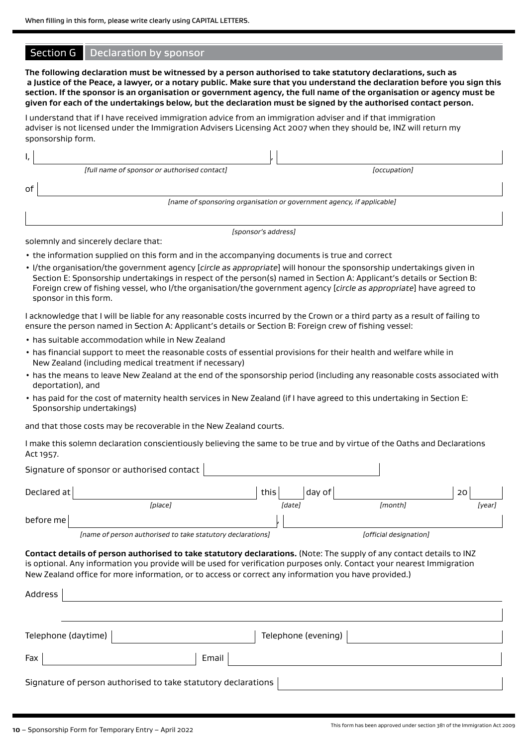When filling in this form, please write clearly using CAPITAL LETTERS.

## Section G Declaration by sponsor

**The following declaration must be witnessed by a person authorised to take statutory declarations, such as a Justice of the Peace, a lawyer, or a notary public. Make sure that you understand the declaration before you sign this section. If the sponsor is an organisation or government agency, the full name of the organisation or agency must be given for each of the undertakings below, but the declaration must be signed by the authorised contact person.**

I understand that if I have received immigration advice from an immigration adviser and if that immigration adviser is not licensed under the Immigration Advisers Licensing Act 2007 when they should be, INZ will return my sponsorship form.

I, ______________________________, ______________________________

*[full name of sponsor or authorised contact]* *[occupation]*

of ______________________________

*[name of sponsoring organisation or government agency, if applicable]*

______________________________

*[sponsor's address]*

solemnly and sincerely declare that:

- the information supplied on this form and in the accompanying documents is true and correct
- I/the organisation/the government agency [*circle as appropriate*] will honour the sponsorship undertakings given in Section E: Sponsorship undertakings in respect of the person(s) named in Section A: Applicant's details or Section B: Foreign crew of fishing vessel, who I/the organisation/the government agency [*circle as appropriate*] have agreed to sponsor in this form.

I acknowledge that I will be liable for any reasonable costs incurred by the Crown or a third party as a result of failing to ensure the person named in Section A: Applicant's details or Section B: Foreign crew of fishing vessel:

- has suitable accommodation while in New Zealand
- has financial support to meet the reasonable costs of essential provisions for their health and welfare while in New Zealand (including medical treatment if necessary)
- has the means to leave New Zealand at the end of the sponsorship period (including any reasonable costs associated with deportation), and
- has paid for the cost of maternity health services in New Zealand (if I have agreed to this undertaking in Section E: Sponsorship undertakings)

and that those costs may be recoverable in the New Zealand courts.

I make this solemn declaration conscientiously believing the same to be true and by virtue of the Oaths and Declarations Act 1957.

Signature of sponsor or authorised contact ______________________________

Declared at ______________________________ this ______ day of ______________________________ 20______

*[place]* *[date]* *[month]* *[year]*

before me ______________________________, ______________________________

*[name of person authorised to take statutory declarations]* *[official designation]*

**Contact details of person authorised to take statutory declarations.** (Note: The supply of any contact details to INZ is optional. Any information you provide will be used for verification purposes only. Contact your nearest Immigration New Zealand office for more information, or to access or correct any information you have provided.)

Address ______________________________

______________________________

Telephone (daytime) ______________________________ Telephone (evening) ______________________________

Fax ______________________________ Email ______________________________

Signature of person authorised to take statutory declarations ______________________________

This form has been approved under section 381 of the Immigration Act 2009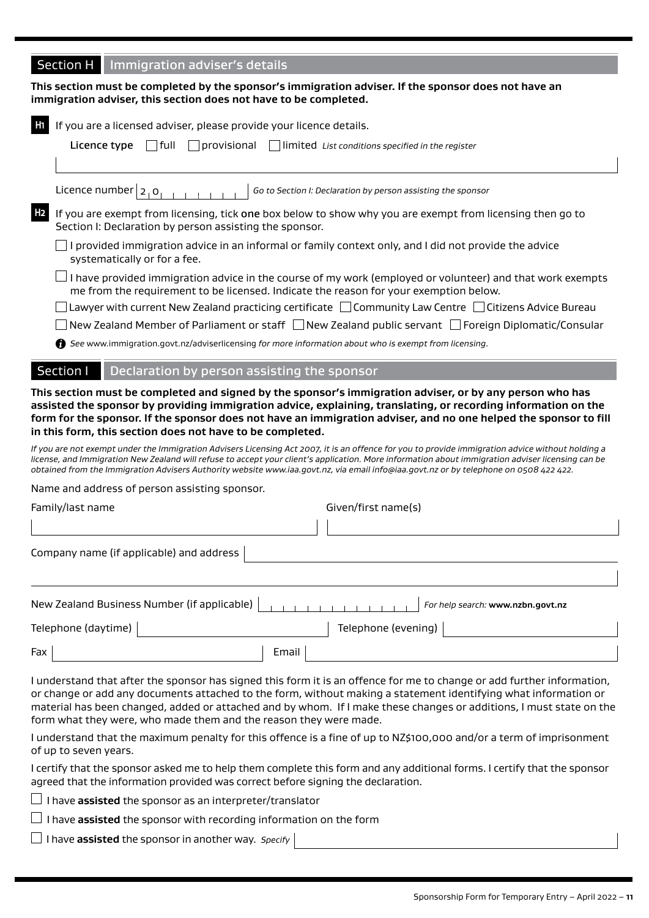## Section H Immigration adviser's details

**This section must be completed by the sponsor's immigration adviser. If the sponsor does not have an immigration adviser, this section does not have to be completed.**

**H1** If you are a licensed adviser, please provide your licence details.

**Licence type** ☐ full ☐ provisional ☐ limited *List conditions specified in the register*

Licence number 2 0 *Go to Section I: Declaration by person assisting the sponsor*

**H2** If you are exempt from licensing, tick **one** box below to show why you are exempt from licensing then go to Section I: Declaration by person assisting the sponsor.

☐ I provided immigration advice in an informal or family context only, and I did not provide the advice systematically or for a fee.

☐ I have provided immigration advice in the course of my work (employed or volunteer) and that work exempts me from the requirement to be licensed. Indicate the reason for your exemption below.

☐ Lawyer with current New Zealand practicing certificate ☐ Community Law Centre ☐ Citizens Advice Bureau

☐ New Zealand Member of Parliament or staff ☐ New Zealand public servant ☐ Foreign Diplomatic/Consular

*See* www.immigration.govt.nz/adviserlicensing *for more information about who is exempt from licensing.*

## Section I Declaration by person assisting the sponsor

**This section must be completed and signed by the sponsor's immigration adviser, or by any person who has assisted the sponsor by providing immigration advice, explaining, translating, or recording information on the form for the sponsor. If the sponsor does not have an immigration adviser, and no one helped the sponsor to fill in this form, this section does not have to be completed.**

*If you are not exempt under the Immigration Advisers Licensing Act 2007, it is an offence for you to provide immigration advice without holding a license, and Immigration New Zealand will refuse to accept your client's application. More information about immigration adviser licensing can be obtained from the Immigration Advisers Authority website www.iaa.govt.nz, via email info@iaa.govt.nz or by telephone on 0508 422 422.*

Name and address of person assisting sponsor.

Family/last name

Given/first name(s)

Company name (if applicable) and address

New Zealand Business Number (if applicable) *For help search:* **www.nzbn.govt.nz**

Telephone (daytime)

Telephone (evening)

Fax

Email

I understand that after the sponsor has signed this form it is an offence for me to change or add further information, or change or add any documents attached to the form, without making a statement identifying what information or material has been changed, added or attached and by whom. If I make these changes or additions, I must state on the form what they were, who made them and the reason they were made.

I understand that the maximum penalty for this offence is a fine of up to NZ$100,000 and/or a term of imprisonment of up to seven years.

I certify that the sponsor asked me to help them complete this form and any additional forms. I certify that the sponsor agreed that the information provided was correct before signing the declaration.

☐ I have **assisted** the sponsor as an interpreter/translator

☐ I have **assisted** the sponsor with recording information on the form

☐ I have **assisted** the sponsor in another way. *Specify*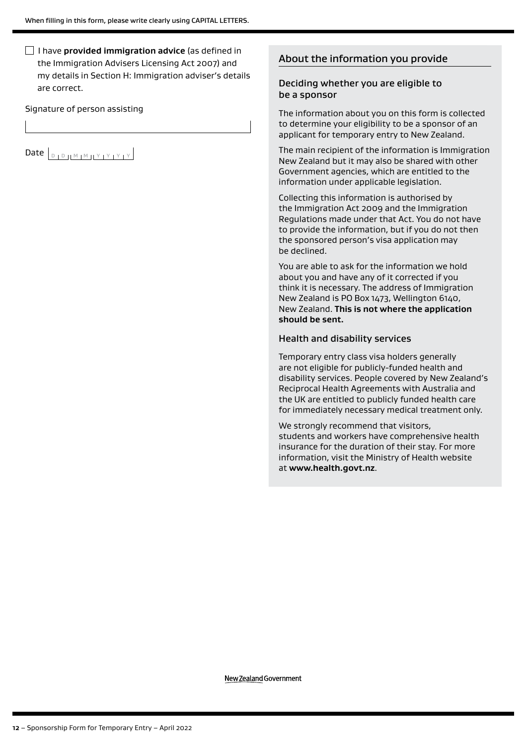When filling in this form, please write clearly using CAPITAL LETTERS.

☐ I have **provided immigration advice** (as defined in the Immigration Advisers Licensing Act 2007) and my details in Section H: Immigration adviser's details are correct.

Signature of person assisting

Date D D M M Y Y Y Y

## About the information you provide

### Deciding whether you are eligible to be a sponsor

The information about you on this form is collected to determine your eligibility to be a sponsor of an applicant for temporary entry to New Zealand.

The main recipient of the information is Immigration New Zealand but it may also be shared with other Government agencies, which are entitled to the information under applicable legislation.

Collecting this information is authorised by the Immigration Act 2009 and the Immigration Regulations made under that Act. You do not have to provide the information, but if you do not then the sponsored person's visa application may be declined.

You are able to ask for the information we hold about you and have any of it corrected if you think it is necessary. The address of Immigration New Zealand is PO Box 1473, Wellington 6140, New Zealand. **This is not where the application should be sent.**

### Health and disability services

Temporary entry class visa holders generally are not eligible for publicly-funded health and disability services. People covered by New Zealand's Reciprocal Health Agreements with Australia and the UK are entitled to publicly funded health care for immediately necessary medical treatment only.

We strongly recommend that visitors, students and workers have comprehensive health insurance for the duration of their stay. For more information, visit the Ministry of Health website at **www.health.govt.nz**.

New Zealand Government